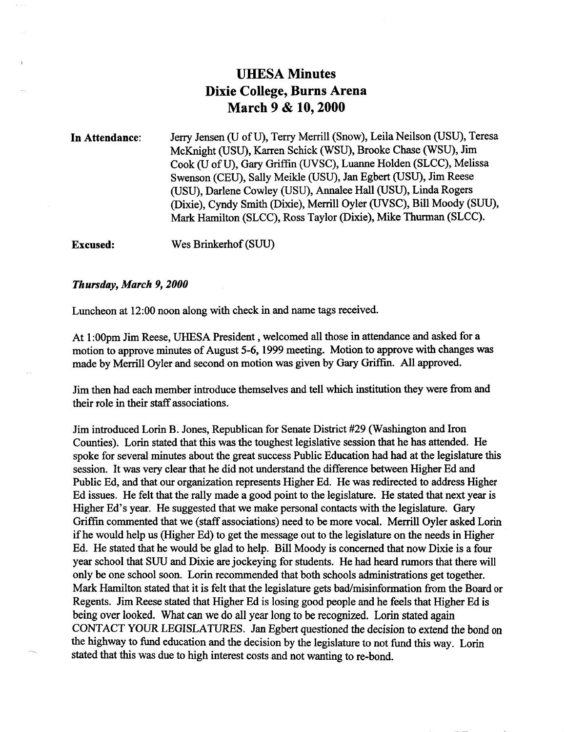# UHESA Minutes
# Dixie College, Burns Arena
# March 9 & 10, 2000

**In Attendance:** Jerry Jensen (U of U), Terry Merrill (Snow), Leila Neilson (USU), Teresa McKnight (USU), Karren Schick (WSU), Brooke Chase (WSU), Jim Cook (U of U), Gary Griffin (UVSC), Luanne Holden (SLCC), Melissa Swenson (CEU), Sally Meikle (USU), Jan Egbert (USU), Jim Reese (USU), Darlene Cowley (USU), Annalee Hall (USU), Linda Rogers (Dixie), Cyndy Smith (Dixie), Merrill Oyler (UVSC), Bill Moody (SUU), Mark Hamilton (SLCC), Ross Taylor (Dixie), Mike Thurman (SLCC).

**Excused:** Wes Brinkerhof (SUU)

***Thursday, March 9, 2000***

Luncheon at 12:00 noon along with check in and name tags received.

At 1:00pm Jim Reese, UHESA President, welcomed all those in attendance and asked for a motion to approve minutes of August 5-6, 1999 meeting. Motion to approve with changes was made by Merrill Oyler and second on motion was given by Gary Griffin. All approved.

Jim then had each member introduce themselves and tell which institution they were from and their role in their staff associations.

Jim introduced Lorin B. Jones, Republican for Senate District #29 (Washington and Iron Counties). Lorin stated that this was the toughest legislative session that he has attended. He spoke for several minutes about the great success Public Education had had at the legislature this session. It was very clear that he did not understand the difference between Higher Ed and Public Ed, and that our organization represents Higher Ed. He was redirected to address Higher Ed issues. He felt that the rally made a good point to the legislature. He stated that next year is Higher Ed's year. He suggested that we make personal contacts with the legislature. Gary Griffin commented that we (staff associations) need to be more vocal. Merrill Oyler asked Lorin if he would help us (Higher Ed) to get the message out to the legislature on the needs in Higher Ed. He stated that he would be glad to help. Bill Moody is concerned that now Dixie is a four year school that SUU and Dixie are jockeying for students. He had heard rumors that there will only be one school soon. Lorin recommended that both schools administrations get together. Mark Hamilton stated that it is felt that the legislature gets bad/misinformation from the Board or Regents. Jim Reese stated that Higher Ed is losing good people and he feels that Higher Ed is being over looked. What can we do all year long to be recognized. Lorin stated again CONTACT YOUR LEGISLATURES. Jan Egbert questioned the decision to extend the bond on the highway to fund education and the decision by the legislature to not fund this way. Lorin stated that this was due to high interest costs and not wanting to re-bond.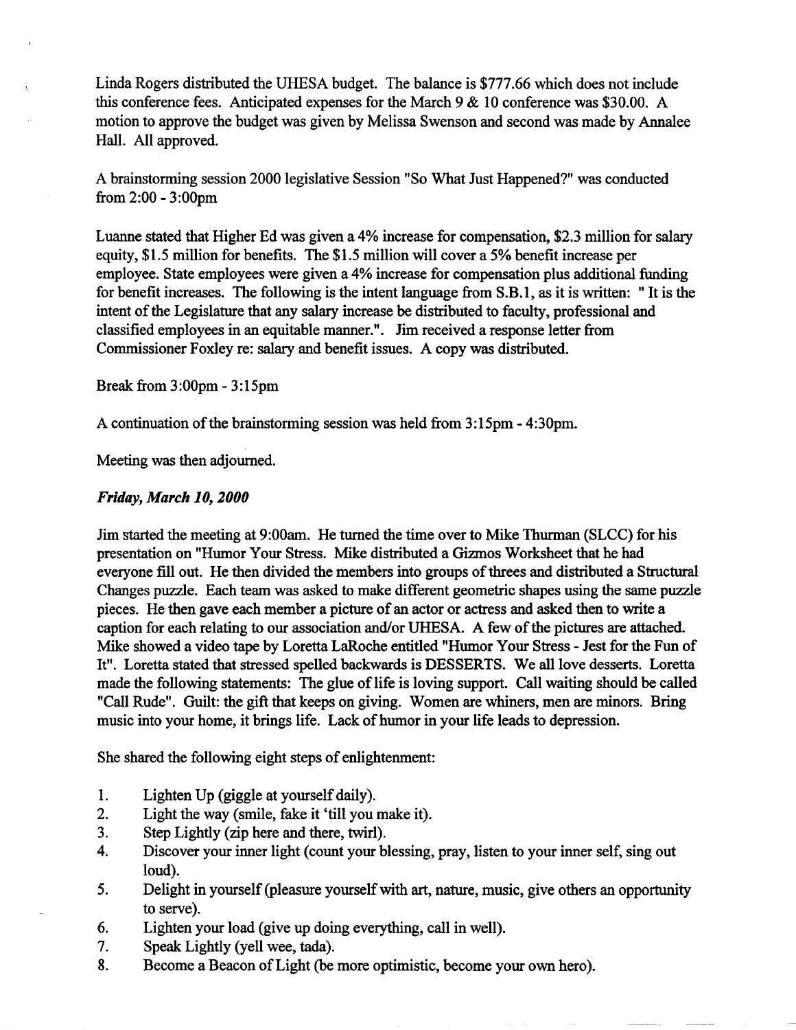Linda Rogers distributed the UHESA budget. The balance is $777.66 which does not include this conference fees. Anticipated expenses for the March 9 & 10 conference was $30.00. A motion to approve the budget was given by Melissa Swenson and second was made by Annalee Hall. All approved.

A brainstorming session 2000 legislative Session "So What Just Happened?" was conducted from 2:00 - 3:00pm

Luanne stated that Higher Ed was given a 4% increase for compensation, $2.3 million for salary equity, $1.5 million for benefits. The $1.5 million will cover a 5% benefit increase per employee. State employees were given a 4% increase for compensation plus additional funding for benefit increases. The following is the intent language from S.B.1, as it is written: " It is the intent of the Legislature that any salary increase be distributed to faculty, professional and classified employees in an equitable manner.". Jim received a response letter from Commissioner Foxley re: salary and benefit issues. A copy was distributed.

Break from 3:00pm - 3:15pm

A continuation of the brainstorming session was held from 3:15pm - 4:30pm.

Meeting was then adjourned.

***Friday, March 10, 2000***

Jim started the meeting at 9:00am. He turned the time over to Mike Thurman (SLCC) for his presentation on "Humor Your Stress. Mike distributed a Gizmos Worksheet that he had everyone fill out. He then divided the members into groups of threes and distributed a Structural Changes puzzle. Each team was asked to make different geometric shapes using the same puzzle pieces. He then gave each member a picture of an actor or actress and asked then to write a caption for each relating to our association and/or UHESA. A few of the pictures are attached. Mike showed a video tape by Loretta LaRoche entitled "Humor Your Stress - Jest for the Fun of It". Loretta stated that stressed spelled backwards is DESSERTS. We all love desserts. Loretta made the following statements: The glue of life is loving support. Call waiting should be called "Call Rude". Guilt: the gift that keeps on giving. Women are whiners, men are minors. Bring music into your home, it brings life. Lack of humor in your life leads to depression.

She shared the following eight steps of enlightenment:

1. Lighten Up (giggle at yourself daily).
2. Light the way (smile, fake it 'till you make it).
3. Step Lightly (zip here and there, twirl).
4. Discover your inner light (count your blessing, pray, listen to your inner self, sing out loud).
5. Delight in yourself (pleasure yourself with art, nature, music, give others an opportunity to serve).
6. Lighten your load (give up doing everything, call in well).
7. Speak Lightly (yell wee, tada).
8. Become a Beacon of Light (be more optimistic, become your own hero).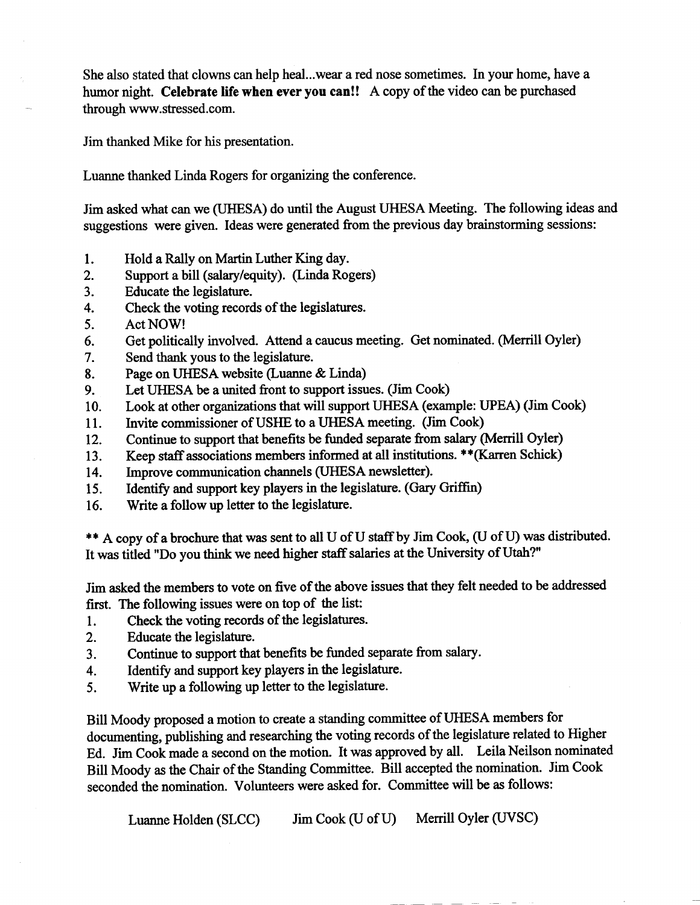She also stated that clowns can help heal...wear a red nose sometimes. In your home, have a humor night. **Celebrate life when ever you can!!** A copy of the video can be purchased through www.stressed.com.

Jim thanked Mike for his presentation.

Luanne thanked Linda Rogers for organizing the conference.

Jim asked what can we (UHESA) do until the August UHESA Meeting. The following ideas and suggestions were given. Ideas were generated from the previous day brainstorming sessions:

1. Hold a Rally on Martin Luther King day.
2. Support a bill (salary/equity). (Linda Rogers)
3. Educate the legislature.
4. Check the voting records of the legislatures.
5. Act NOW!
6. Get politically involved. Attend a caucus meeting. Get nominated. (Merrill Oyler)
7. Send thank yous to the legislature.
8. Page on UHESA website (Luanne & Linda)
9. Let UHESA be a united front to support issues. (Jim Cook)
10. Look at other organizations that will support UHESA (example: UPEA) (Jim Cook)
11. Invite commissioner of USHE to a UHESA meeting. (Jim Cook)
12. Continue to support that benefits be funded separate from salary (Merrill Oyler)
13. Keep staff associations members informed at all institutions. **(Karren Schick)
14. Improve communication channels (UHESA newsletter).
15. Identify and support key players in the legislature. (Gary Griffin)
16. Write a follow up letter to the legislature.

** A copy of a brochure that was sent to all U of U staff by Jim Cook, (U of U) was distributed. It was titled "Do you think we need higher staff salaries at the University of Utah?"

Jim asked the members to vote on five of the above issues that they felt needed to be addressed first. The following issues were on top of the list:

1. Check the voting records of the legislatures.
2. Educate the legislature.
3. Continue to support that benefits be funded separate from salary.
4. Identify and support key players in the legislature.
5. Write up a following up letter to the legislature.

Bill Moody proposed a motion to create a standing committee of UHESA members for documenting, publishing and researching the voting records of the legislature related to Higher Ed. Jim Cook made a second on the motion. It was approved by all. Leila Neilson nominated Bill Moody as the Chair of the Standing Committee. Bill accepted the nomination. Jim Cook seconded the nomination. Volunteers were asked for. Committee will be as follows:

Luanne Holden (SLCC) Jim Cook (U of U) Merrill Oyler (UVSC)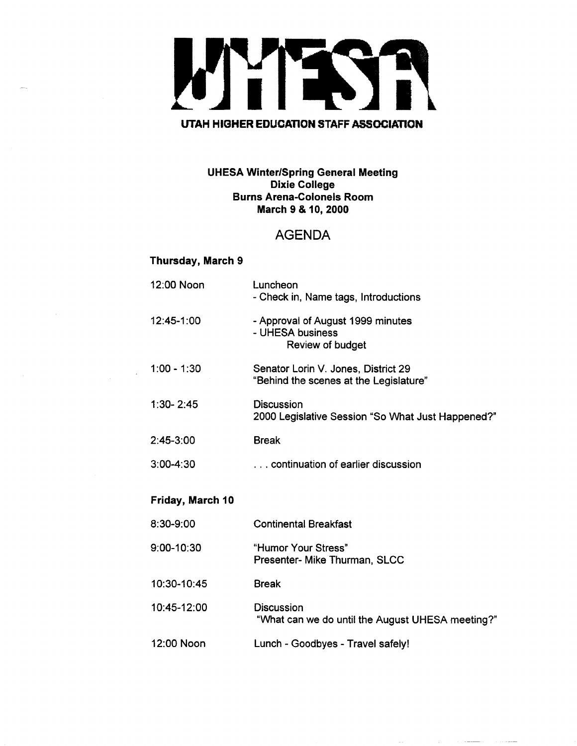# UHESA

**UTAH HIGHER EDUCATION STAFF ASSOCIATION**

**UHESA Winter/Spring General Meeting**
**Dixie College**
**Burns Arena-Colonels Room**
**March 9 & 10, 2000**

## AGENDA

### Thursday, March 9

| | |
|---|---|
| 12:00 Noon | Luncheon<br>- Check in, Name tags, Introductions |
| 12:45-1:00 | - Approval of August 1999 minutes<br>- UHESA business<br>Review of budget |
| 1:00 - 1:30 | Senator Lorin V. Jones, District 29<br>"Behind the scenes at the Legislature" |
| 1:30- 2:45 | Discussion<br>2000 Legislative Session "So What Just Happened?" |
| 2:45-3:00 | Break |
| 3:00-4:30 | . . . continuation of earlier discussion |

### Friday, March 10

| | |
|---|---|
| 8:30-9:00 | Continental Breakfast |
| 9:00-10:30 | "Humor Your Stress"<br>Presenter- Mike Thurman, SLCC |
| 10:30-10:45 | Break |
| 10:45-12:00 | Discussion<br>"What can we do until the August UHESA meeting?" |
| 12:00 Noon | Lunch - Goodbyes - Travel safely! |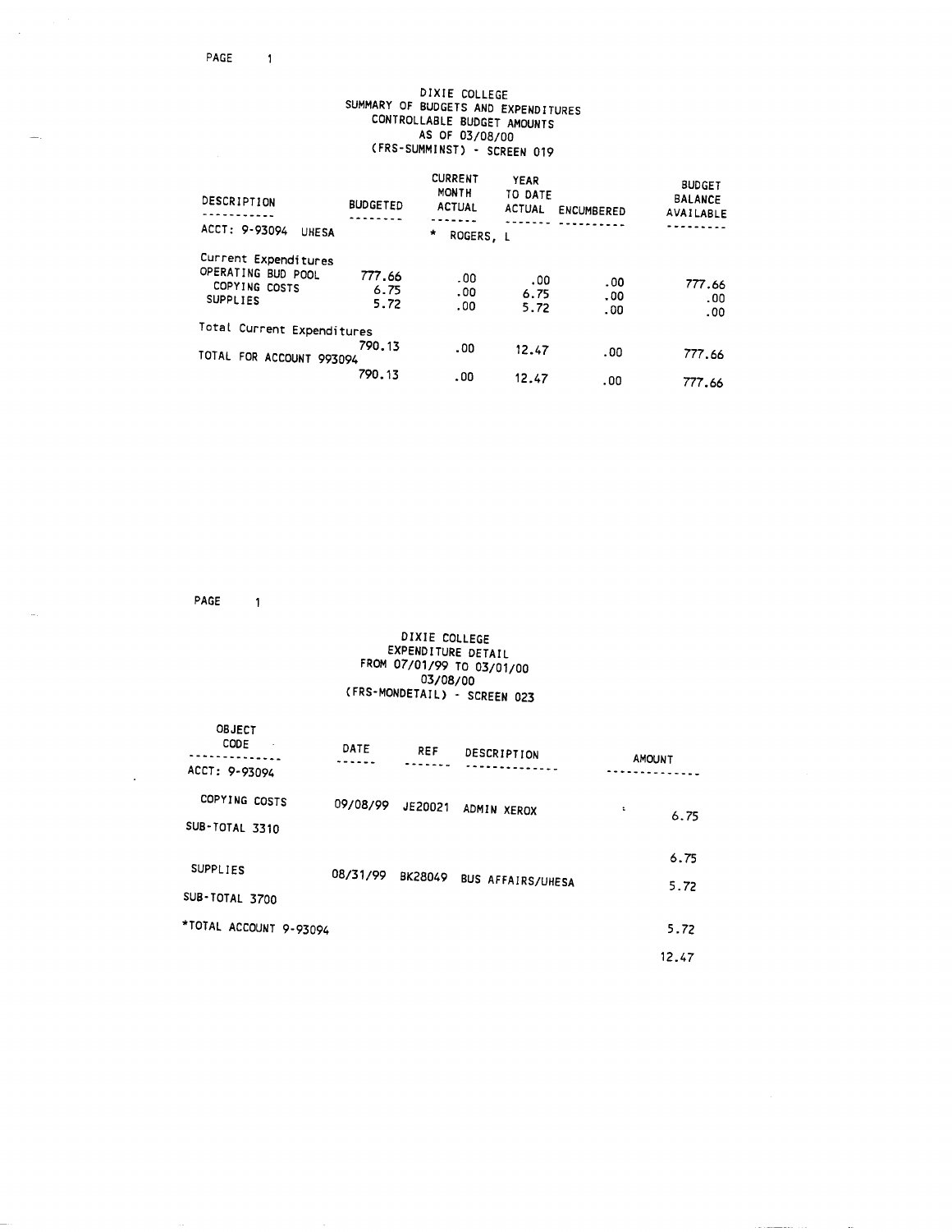DIXIE COLLEGE
SUMMARY OF BUDGETS AND EXPENDITURES
CONTROLLABLE BUDGET AMOUNTS
AS OF 03/08/00
(FRS-SUMMINST) - SCREEN 019

| DESCRIPTION | BUDGETED | CURRENT MONTH ACTUAL | YEAR TO DATE ACTUAL | ENCUMBERED | BUDGET BALANCE AVAILABLE |
|---|---|---|---|---|---|
| ACCT: 9-93094 UHESA | | * ROGERS, L | | | |
| Current Expenditures | | | | | |
| OPERATING BUD POOL | 777.66 | .00 | .00 | .00 | 777.66 |
| COPYING COSTS | 6.75 | .00 | 6.75 | .00 | .00 |
| SUPPLIES | 5.72 | .00 | 5.72 | .00 | .00 |
| Total Current Expenditures | 790.13 | .00 | 12.47 | .00 | 777.66 |
| TOTAL FOR ACCOUNT 993094 | 790.13 | .00 | 12.47 | .00 | 777.66 |

DIXIE COLLEGE
EXPENDITURE DETAIL
FROM 07/01/99 TO 03/01/00
03/08/00
(FRS-MONDETAIL) - SCREEN 023

| OBJECT CODE | DATE | REF | DESCRIPTION | AMOUNT |
|---|---|---|---|---|
| ACCT: 9-93094 | | | | |
| COPYING COSTS | 09/08/99 | JE20021 | ADMIN XEROX | 6.75 |
| SUB-TOTAL 3310 | | | | 6.75 |
| SUPPLIES | 08/31/99 | BK28049 | BUS AFFAIRS/UHESA | 5.72 |
| SUB-TOTAL 3700 | | | | 5.72 |
| *TOTAL ACCOUNT 9-93094 | | | | 12.47 |